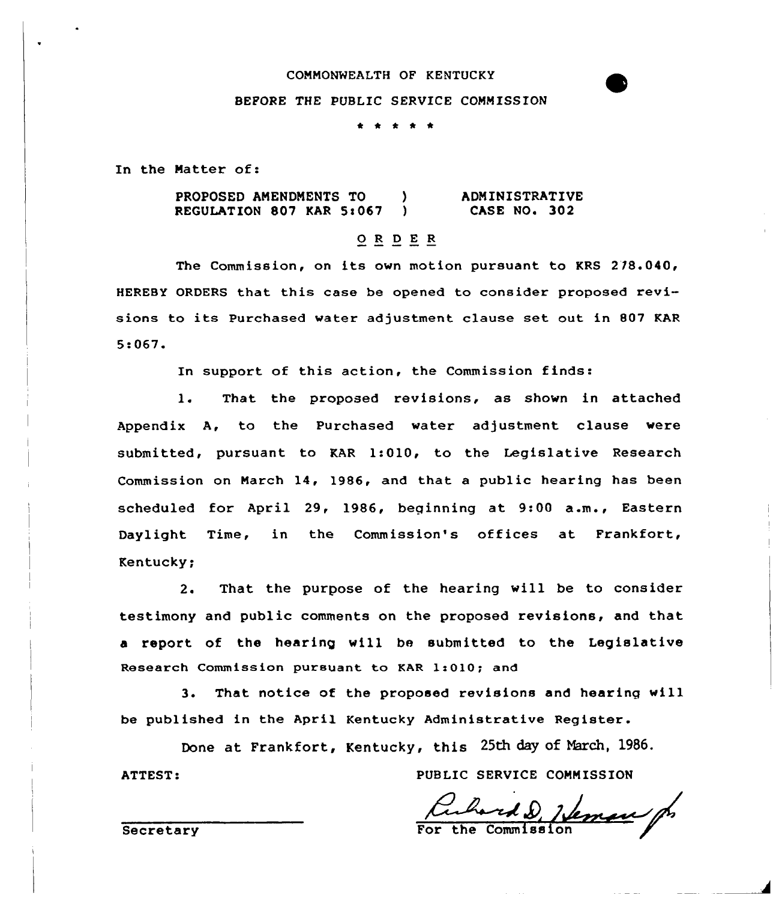COMMONWEALTH OF KENTUCKY

BEFORE THE PUBLIC SERVICE COMMISSION

\* \* \* \* \*

In the Matter of:

| | | |
|---|---|---|
| PROPOSED AMENDMENTS TO REGULATION 807 KAR 5:067 | ) ) | ADMINISTRATIVE CASE NO. 302 |

O R D E R

The Commission, on its own motion pursuant to KRS 278.040, HEREBY ORDERS that this case be opened to consider proposed revisions to its Purchased water adjustment clause set out in 807 KAR 5:067.

In support of this action, the Commission finds:

1. That the proposed revisions, as shown in attached Appendix A, to the Purchased water adjustment clause were submitted, pursuant to KAR 1:010, to the Legislative Research Commission on March 14, 1986, and that a public hearing has been scheduled for April 29, 1986, beginning at 9:00 a.m., Eastern Daylight Time, in the Commission's offices at Frankfort, Kentucky;

2. That the purpose of the hearing will be to consider testimony and public comments on the proposed revisions, and that a report of the hearing will be submitted to the Legislative Research Commission pursuant to KAR 1:010; and

3. That notice of the proposed revisions and hearing will be published in the April Kentucky Administrative Register.

Done at Frankfort, Kentucky, this 25th day of March, 1986.

ATTEST:

Secretary

PUBLIC SERVICE COMMISSION

Richard D. Heman, Jr.

For the Commission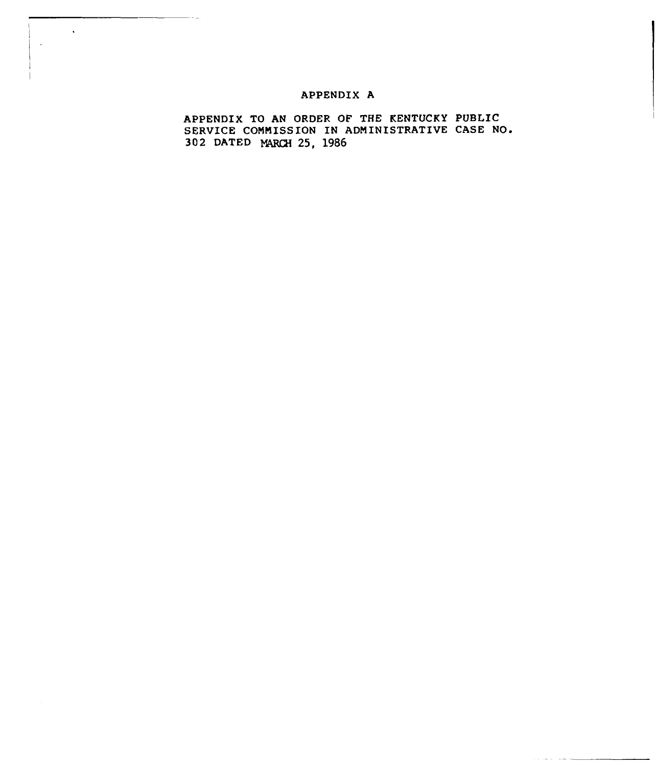# APPENDIX A

APPENDIX TO AN ORDER OF THE KENTUCKY PUBLIC SERVICE COMMISSION IN ADMINISTRATIVE CASE NO. 302 DATED MARCH 25, 1986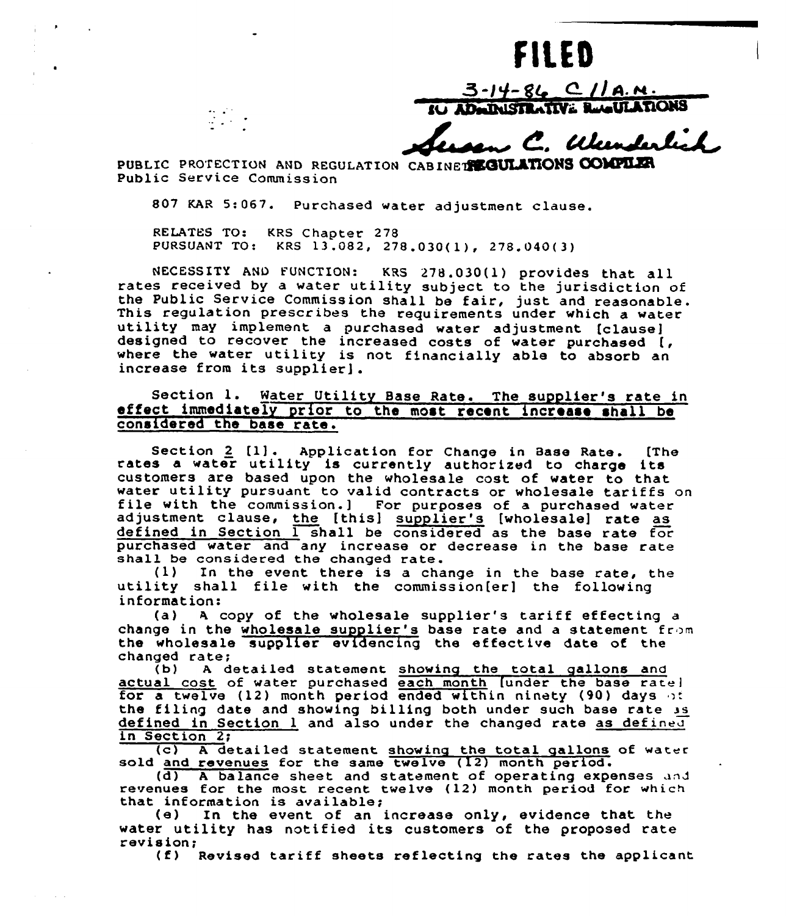**FILED**

3-14-86 C 11 A.M.
IU ADMINISTRATIVE REGULATIONS

Susan C. Wunderlich
REGULATIONS COMPILER

PUBLIC PROTECTION AND REGULATION CABINET
Public Service Commission

807 KAR 5:067. Purchased water adjustment clause.

RELATES TO: KRS Chapter 278
PURSUANT TO: KRS 13.082, 278.030(1), 278.040(3)

NECESSITY AND FUNCTION: KRS 278.030(1) provides that all rates received by a water utility subject to the jurisdiction of the Public Service Commission shall be fair, just and reasonable. This regulation prescribes the requirements under which a water utility may implement a purchased water adjustment [clause] designed to recover the increased costs of water purchased [, where the water utility is not financially able to absorb an increase from its supplier].

Section 1. <u>Water Utility Base Rate. The supplier's rate in effect immediately prior to the most recent increase shall be considered the base rate.</u>

Section <u>2</u> [1]. Application for Change in Base Rate. [The rates a water utility is currently authorized to charge its customers are based upon the wholesale cost of water to that water utility pursuant to valid contracts or wholesale tariffs on file with the commission.] For purposes of a purchased water adjustment clause, <u>the</u> [this] <u>supplier's</u> [wholesale] rate <u>as defined in Section 1</u> shall be considered as the base rate for purchased water and any increase or decrease in the base rate shall be considered the changed rate.

(1) In the event there is a change in the base rate, the utility shall file with the commission[er] the following information:

(a) A copy of the wholesale supplier's tariff effecting a change in the <u>wholesale supplier's</u> base rate and a statement from the wholesale <u>supplier evidencing</u> the effective date of the changed rate;

(b) A detailed statement <u>showing the total gallons and actual cost</u> of water purchased <u>each month</u> [under the base rate] for a twelve (12) month period ended within ninety (90) days of the filing date and showing billing both under such base rate <u>as defined in Section 1</u> and also under the changed rate <u>as defined in Section 2</u>;

(c) A detailed statement <u>showing the total gallons</u> of water sold <u>and revenues</u> for the same twelve (12) month period.

(d) A balance sheet and statement of operating expenses and revenues for the most recent twelve (12) month period for which that information is available;

(e) In the event of an increase only, evidence that the water utility has notified its customers of the proposed rate revision;

(f) Revised tariff sheets reflecting the rates the applicant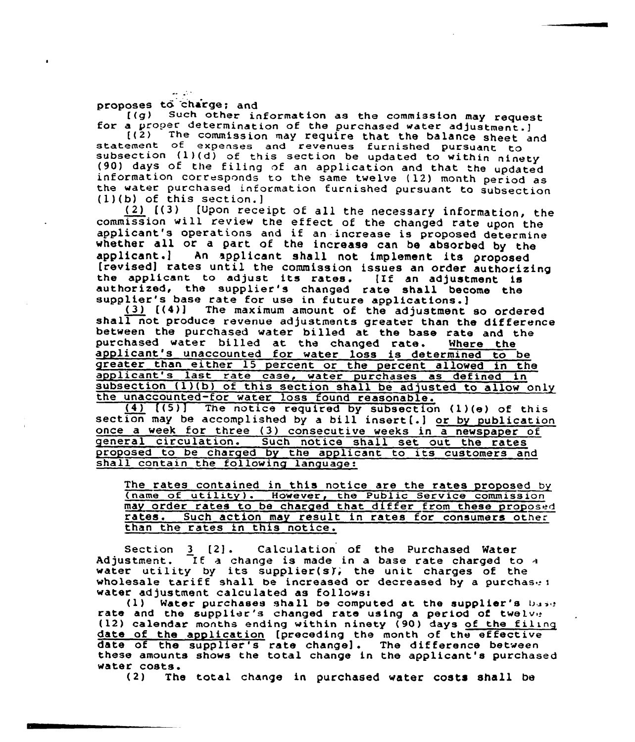proposes to charge; and

[(g) Such other information as the commission may request for a proper determination of the purchased water adjustment.]

[(2) The commission may require that the balance sheet and statement of expenses and revenues furnished pursuant to subsection (1)(d) of this section be updated to within ninety (90) days of the filing of an application and that the updated information corresponds to the same twelve (12) month period as the water purchased information furnished pursuant to subsection (1)(b) of this section.]

<u>(2)</u> [(3) [Upon receipt of all the necessary information, the commission will review the effect of the changed rate upon the applicant's operations and if an increase is proposed determine whether all or a part of the increase can be absorbed by the applicant.] An applicant shall not implement its proposed [revised] rates until the commission issues an order authorizing the applicant to adjust its rates. [If an adjustment is authorized, the supplier's changed rate shall become the supplier's base rate for use in future applications.]

<u>(3)</u> [(4)] The maximum amount of the adjustment so ordered shall not produce revenue adjustments greater than the difference between the purchased water billed at the base rate and the purchased water billed at the changed rate. <u>Where the applicant's unaccounted for water loss is determined to be greater than either 15 percent or the percent allowed in the applicant's last rate case, water purchases as defined in subsection (1)(b) of this section shall be adjusted to allow only the unaccounted-for water loss found reasonable.</u>

<u>(4)</u> [(5)] The notice required by subsection (1)(e) of this section may be accomplished by a bill insert[.] <u>or by publication once a week for three (3) consecutive weeks in a newspaper of general circulation. Such notice shall set out the rates proposed to be charged by the applicant to its customers and shall contain the following language:</u>

> <u>The rates contained in this notice are the rates proposed by (name of utility). However, the Public Service commission may order rates to be charged that differ from these proposed rates. Such action may result in rates for consumers other than the rates in this notice.</u>

Section <u>3</u> [2]. Calculation of the Purchased Water Adjustment. If a change is made in a base rate charged to a water utility by its supplier(s), the unit charges of the wholesale tariff shall be increased or decreased by a purchased water adjustment calculated as follows:

(1) Water purchases shall be computed at the supplier's base rate and the supplier's changed rate using a period of twelve (12) calendar months ending within ninety (90) days <u>of the filing date of the application</u> [preceding the month of the effective date of the supplier's rate change]. The difference between these amounts shows the total change in the applicant's purchased water costs.

(2) The total change in purchased water costs shall be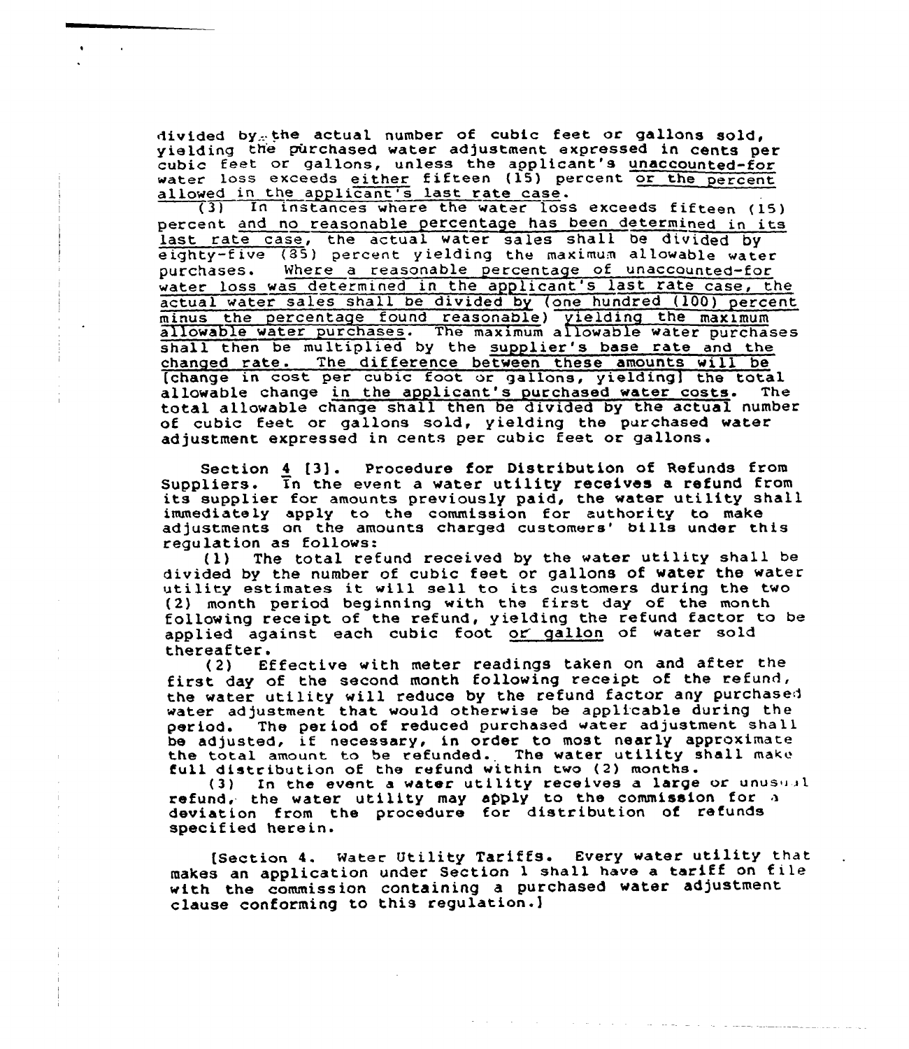divided by the actual number of cubic feet or gallons sold, yielding the purchased water adjustment expressed in cents per cubic feet or gallons, unless the applicant's unaccounted-for water loss exceeds either fifteen (15) percent or the percent allowed in the applicant's last rate case.

(3) In instances where the water loss exceeds fifteen (15) percent and no reasonable percentage has been determined in its last rate case, the actual water sales shall be divided by eighty-five (85) percent yielding the maximum allowable water purchases. Where a reasonable percentage of unaccounted-for water loss was determined in the applicant's last rate case, the actual water sales shall be divided by (one hundred (100) percent minus the percentage found reasonable) yielding the maximum allowable water purchases. The maximum allowable water purchases shall then be multiplied by the supplier's base rate and the changed rate. The difference between these amounts will be [change in cost per cubic foot or gallons, yielding] the total allowable change in the applicant's purchased water costs. The total allowable change shall then be divided by the actual number of cubic feet or gallons sold, yielding the purchased water adjustment expressed in cents per cubic feet or gallons.

Section 4 [3]. Procedure for Distribution of Refunds from Suppliers. In the event a water utility receives a refund from its supplier for amounts previously paid, the water utility shall immediately apply to the commission for authority to make adjustments on the amounts charged customers' bills under this regulation as follows:

(1) The total refund received by the water utility shall be divided by the number of cubic feet or gallons of water the water utility estimates it will sell to its customers during the two (2) month period beginning with the first day of the month following receipt of the refund, yielding the refund factor to be applied against each cubic foot or gallon of water sold thereafter.

(2) Effective with meter readings taken on and after the first day of the second month following receipt of the refund, the water utility will reduce by the refund factor any purchased water adjustment that would otherwise be applicable during the period. The period of reduced purchased water adjustment shall be adjusted, if necessary, in order to most nearly approximate the total amount to be refunded. The water utility shall make full distribution of the refund within two (2) months.

(3) In the event a water utility receives a large or unusual refund, the water utility may apply to the commission for a deviation from the procedure for distribution of refunds specified herein.

[Section 4. Water Utility Tariffs. Every water utility that makes an application under Section 1 shall have a tariff on file with the commission containing a purchased water adjustment clause conforming to this regulation.]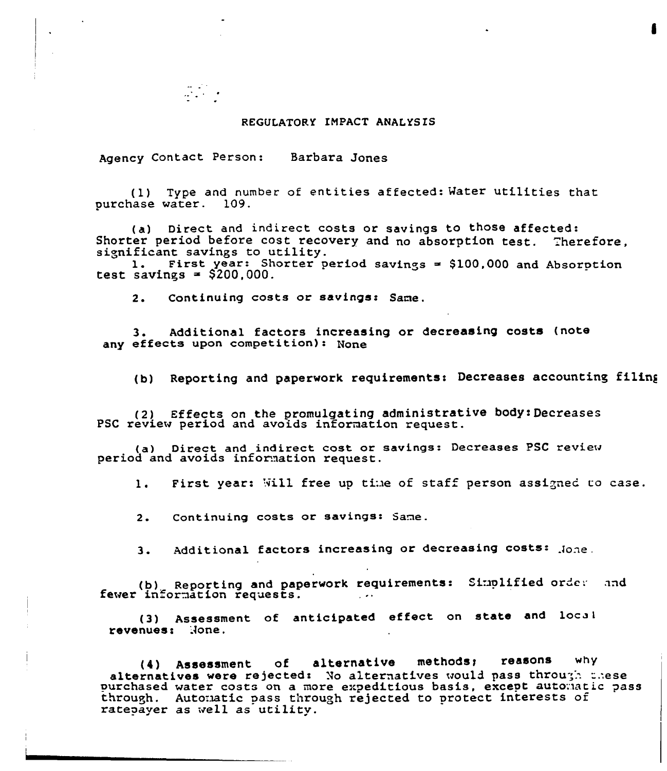# REGULATORY IMPACT ANALYSIS

Agency Contact Person: Barbara Jones

(1) Type and number of entities affected: Water utilities that purchase water. 109.

(a) Direct and indirect costs or savings to those affected: Shorter period before cost recovery and no absorption test. Therefore, significant savings to utility.

1. First year: Shorter period savings = $100,000 and Absorption test savings = $200,000.

2. **Continuing costs or savings:** Same.

3. **Additional factors increasing or decreasing costs (note any effects upon competition):** None

(b) **Reporting and paperwork requirements: Decreases accounting filing**

(2) Effects on the promulgating administrative body: Decreases PSC review period and avoids information request.

(a) Direct and indirect cost or savings: Decreases PSC review period and avoids information request.

1. First year: Will free up time of staff person assigned to case.

2. Continuing costs or savings: Same.

3. Additional factors increasing or decreasing costs: None.

(b) Reporting and paperwork requirements: Simplified order and fewer information requests.

(3) **Assessment of anticipated effect on state and local revenues:** None.

(4) **Assessment of alternative methods; reasons why alternatives were rejected:** No alternatives would pass through these purchased water costs on a more expeditious basis, except automatic pass through. Automatic pass through rejected to protect interests of ratepayer as well as utility.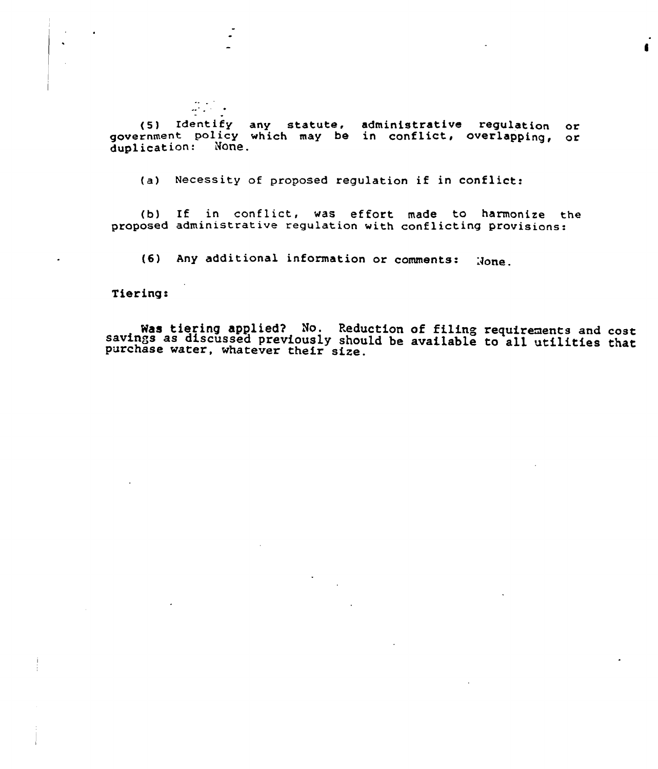(5) Identify any statute, administrative regulation or government policy which may be in conflict, overlapping, or duplication: None.

(a) Necessity of proposed regulation if in conflict:

(b) If in conflict, was effort made to harmonize the proposed administrative regulation with conflicting provisions:

(6) Any additional information or comments: None.

Tiering:

Was tiering applied? No. Reduction of filing requirements and cost savings as discussed previously should be available to all utilities that purchase water, whatever their size.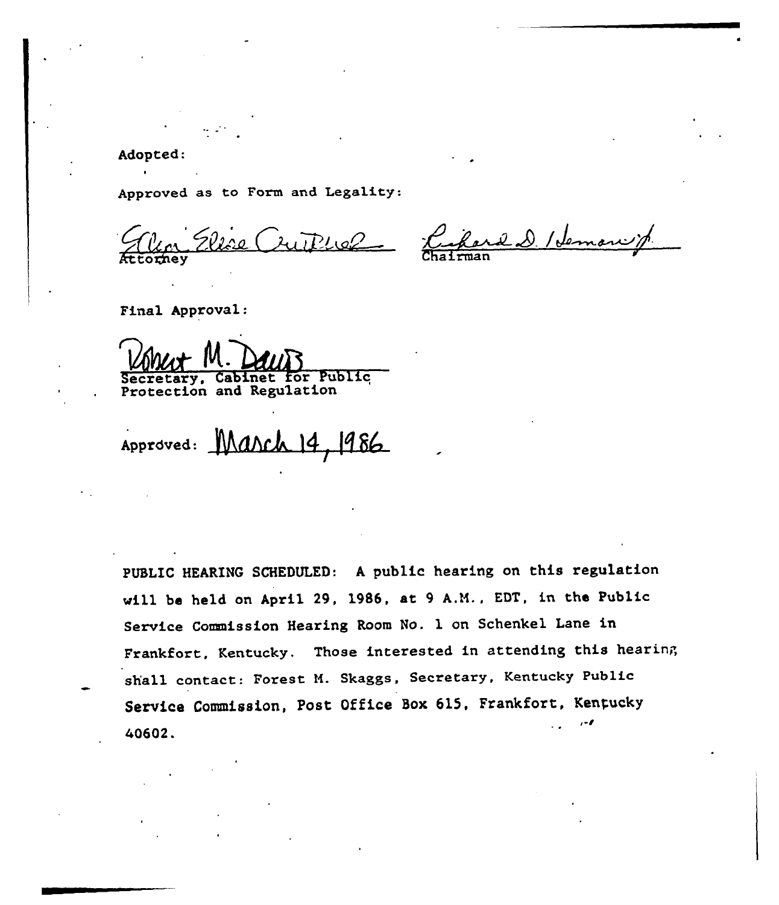Adopted:

Approved as to Form and Legality:

Ellen Elise Crittle — Attorney

Richard D. Heman Jr. — Chairman

Final Approval:

Robert M. Davis
Secretary, Cabinet for Public Protection and Regulation

Approved: March 14, 1986

PUBLIC HEARING SCHEDULED: A public hearing on this regulation will be held on April 29, 1986, at 9 A.M., EDT, in the Public Service Commission Hearing Room No. 1 on Schenkel Lane in Frankfort, Kentucky. Those interested in attending this hearing shall contact: Forest M. Skaggs, Secretary, Kentucky Public Service Commission, Post Office Box 615, Frankfort, Kentucky 40602.